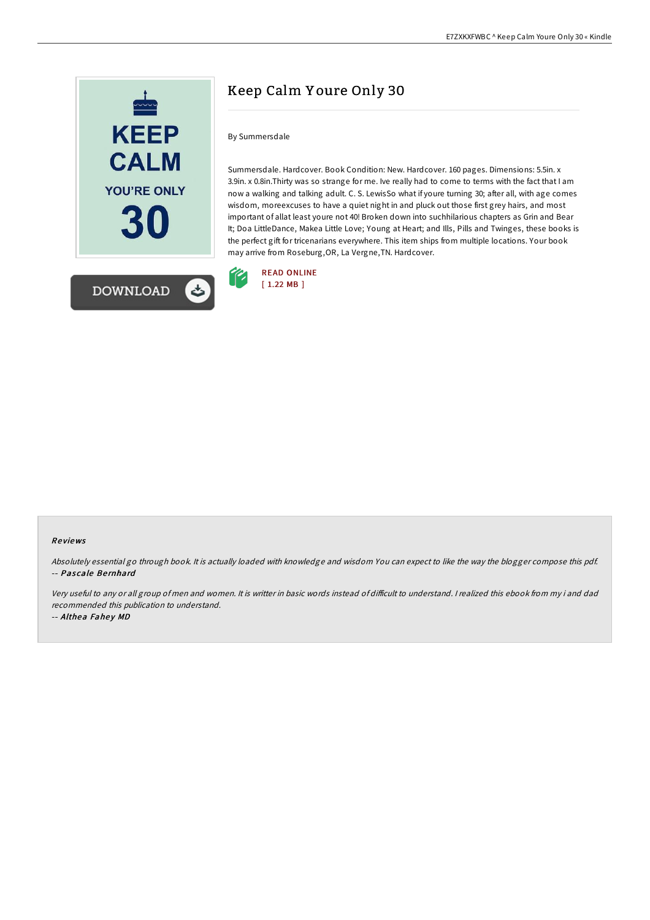# Keep Calm Youre Only 30

By Summersdale

Summersdale. Hardcover. Book Condition: New. Hardcover. 160 pages. Dimensions: 5.5in. x 3.9in. x 0.8in.Thirty was so strange for me. Ive really had to come to terms with the fact that I am now a walking and talking adult. C. S. LewisSo what if youre turning 30; after all, with age comes wisdom, moreexcuses to have a quiet night in and pluck out those first grey hairs, and most important of allat least youre not 40! Broken down into suchhilarious chapters as Grin and Bear It; Doa LittleDance, Makea Little Love; Young at Heart; and Ills, Pills and Twinges, these books is the perfect gift for tricenarians everywhere. This item ships from multiple locations. Your book may arrive from Roseburg,OR, La Vergne,TN. Hardcover.

READ ONLINE
[ 1.22 MB ]

### Reviews

*Absolutely essential go through book. It is actually loaded with knowledge and wisdom You can expect to like the way the blogger compose this pdf.*
-- ***Pascale Bernhard***

*Very useful to any or all group of men and women. It is writter in basic words instead of difficult to understand. I realized this ebook from my i and dad recommended this publication to understand.*
-- ***Althea Fahey MD***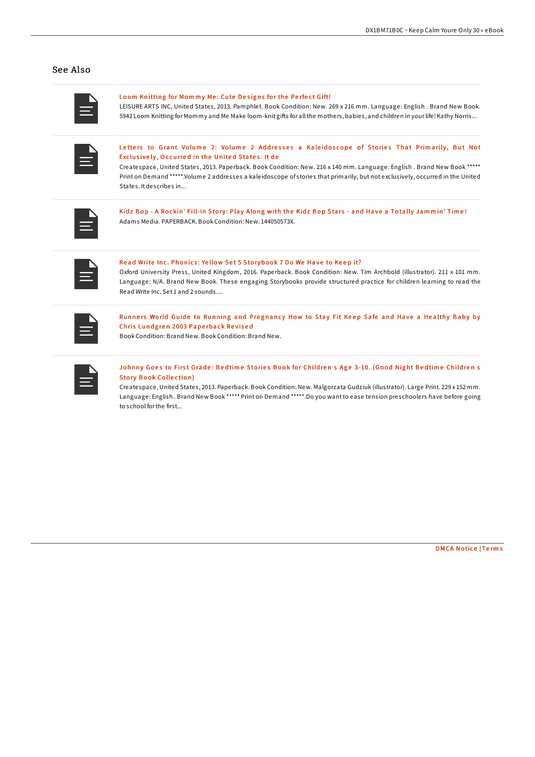## See Also

### Loom Knitting for Mommy Me: Cute Designs for the Perfect Gift!

LEISURE ARTS INC, United States, 2013. Pamphlet. Book Condition: New. 269 x 216 mm. Language: English . Brand New Book. 5942 Loom Knitting for Mommy and Me Make loom-knit gifts for all the mothers, babies, and children in your life! Kathy Norris...

### Letters to Grant Volume 2: Volume 2 Addresses a Kaleidoscope of Stories That Primarily, But Not Exclusively, Occurred in the United States. It de

Createspace, United States, 2013. Paperback. Book Condition: New. 216 x 140 mm. Language: English . Brand New Book ***** Print on Demand *****.Volume 2 addresses a kaleidoscope of stories that primarily, but not exclusively, occurred in the United States. It describes in...

### Kidz Bop - A Rockin' Fill-In Story: Play Along with the Kidz Bop Stars - and Have a Totally Jammin' Time!

Adams Media. PAPERBACK. Book Condition: New. 144050573X.

### Read Write Inc. Phonics: Yellow Set 5 Storybook 7 Do We Have to Keep it?

Oxford University Press, United Kingdom, 2016. Paperback. Book Condition: New. Tim Archbold (illustrator). 211 x 101 mm. Language: N/A. Brand New Book. These engaging Storybooks provide structured practice for children learning to read the Read Write Inc. Set 1 and 2 sounds....

### Runners World Guide to Running and Pregnancy How to Stay Fit Keep Safe and Have a Healthy Baby by Chris Lundgren 2003 Paperback Revised

Book Condition: Brand New. Book Condition: Brand New.

### Johnny Goes to First Grade: Bedtime Stories Book for Children s Age 3-10. (Good Night Bedtime Children s Story Book Collection)

Createspace, United States, 2013. Paperback. Book Condition: New. Malgorzata Gudziuk (illustrator). Large Print. 229 x 152 mm. Language: English . Brand New Book ***** Print on Demand *****.Do you want to ease tension preschoolers have before going to school for the first...